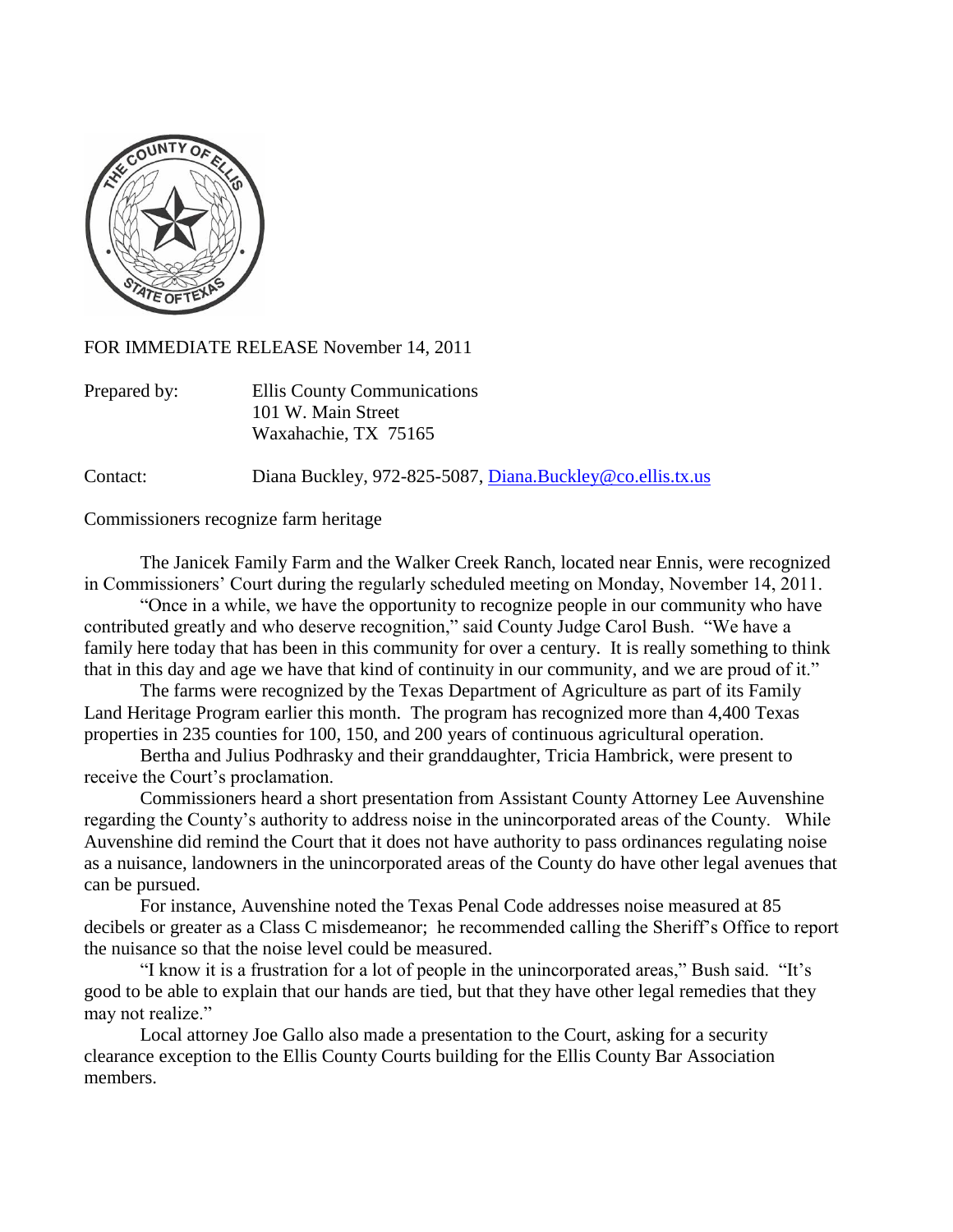FOR IMMEDIATE RELEASE November 14, 2011

Prepared by: Ellis County Communications
101 W. Main Street
Waxahachie, TX 75165

Contact: Diana Buckley, 972-825-5087, [Diana.Buckley@co.ellis.tx.us](mailto:Diana.Buckley@co.ellis.tx.us)

Commissioners recognize farm heritage

The Janicek Family Farm and the Walker Creek Ranch, located near Ennis, were recognized in Commissioners' Court during the regularly scheduled meeting on Monday, November 14, 2011.

"Once in a while, we have the opportunity to recognize people in our community who have contributed greatly and who deserve recognition," said County Judge Carol Bush. "We have a family here today that has been in this community for over a century. It is really something to think that in this day and age we have that kind of continuity in our community, and we are proud of it."

The farms were recognized by the Texas Department of Agriculture as part of its Family Land Heritage Program earlier this month. The program has recognized more than 4,400 Texas properties in 235 counties for 100, 150, and 200 years of continuous agricultural operation.

Bertha and Julius Podhrasky and their granddaughter, Tricia Hambrick, were present to receive the Court's proclamation.

Commissioners heard a short presentation from Assistant County Attorney Lee Auvenshine regarding the County's authority to address noise in the unincorporated areas of the County. While Auvenshine did remind the Court that it does not have authority to pass ordinances regulating noise as a nuisance, landowners in the unincorporated areas of the County do have other legal avenues that can be pursued.

For instance, Auvenshine noted the Texas Penal Code addresses noise measured at 85 decibels or greater as a Class C misdemeanor; he recommended calling the Sheriff's Office to report the nuisance so that the noise level could be measured.

"I know it is a frustration for a lot of people in the unincorporated areas," Bush said. "It's good to be able to explain that our hands are tied, but that they have other legal remedies that they may not realize."

Local attorney Joe Gallo also made a presentation to the Court, asking for a security clearance exception to the Ellis County Courts building for the Ellis County Bar Association members.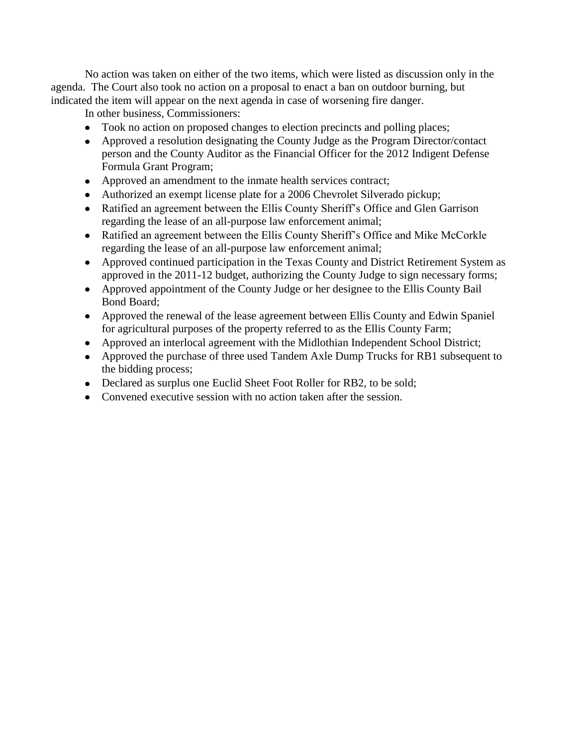No action was taken on either of the two items, which were listed as discussion only in the agenda. The Court also took no action on a proposal to enact a ban on outdoor burning, but indicated the item will appear on the next agenda in case of worsening fire danger.

In other business, Commissioners:

- Took no action on proposed changes to election precincts and polling places;
- Approved a resolution designating the County Judge as the Program Director/contact person and the County Auditor as the Financial Officer for the 2012 Indigent Defense Formula Grant Program;
- Approved an amendment to the inmate health services contract;
- Authorized an exempt license plate for a 2006 Chevrolet Silverado pickup;
- Ratified an agreement between the Ellis County Sheriff's Office and Glen Garrison regarding the lease of an all-purpose law enforcement animal;
- Ratified an agreement between the Ellis County Sheriff's Office and Mike McCorkle regarding the lease of an all-purpose law enforcement animal;
- Approved continued participation in the Texas County and District Retirement System as approved in the 2011-12 budget, authorizing the County Judge to sign necessary forms;
- Approved appointment of the County Judge or her designee to the Ellis County Bail Bond Board;
- Approved the renewal of the lease agreement between Ellis County and Edwin Spaniel for agricultural purposes of the property referred to as the Ellis County Farm;
- Approved an interlocal agreement with the Midlothian Independent School District;
- Approved the purchase of three used Tandem Axle Dump Trucks for RB1 subsequent to the bidding process;
- Declared as surplus one Euclid Sheet Foot Roller for RB2, to be sold;
- Convened executive session with no action taken after the session.